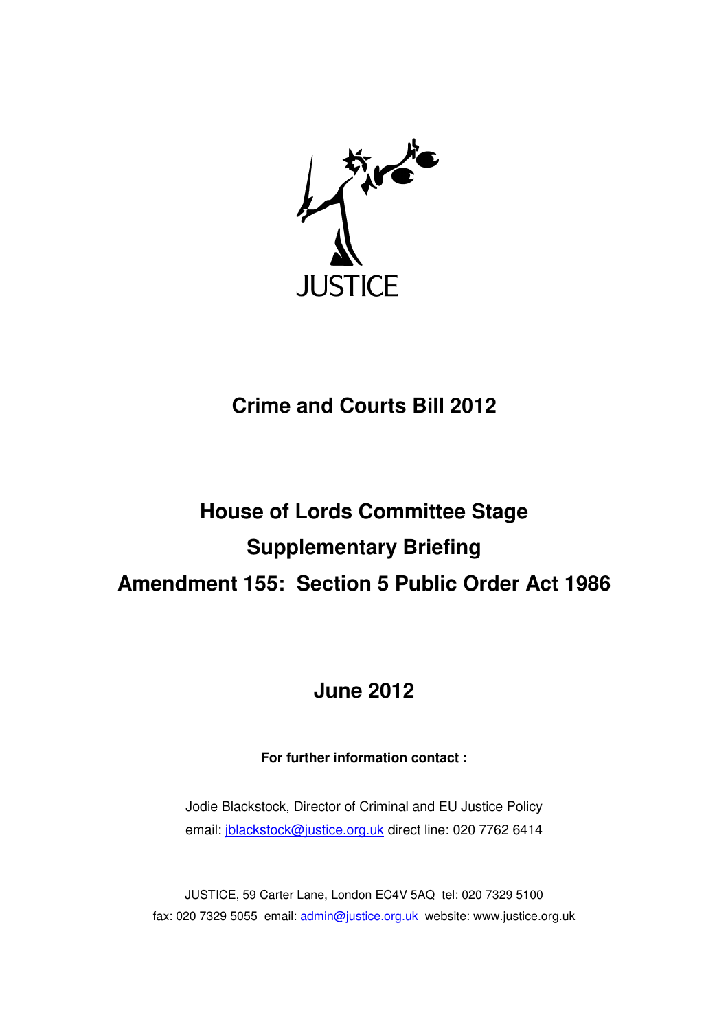JUSTICE

# Crime and Courts Bill 2012

## House of Lords Committee Stage

## Supplementary Briefing

## Amendment 155: Section 5 Public Order Act 1986

## June 2012

**For further information contact :**

Jodie Blackstock, Director of Criminal and EU Justice Policy
email: jblackstock@justice.org.uk direct line: 020 7762 6414

JUSTICE, 59 Carter Lane, London EC4V 5AQ tel: 020 7329 5100
fax: 020 7329 5055 email: admin@justice.org.uk website: www.justice.org.uk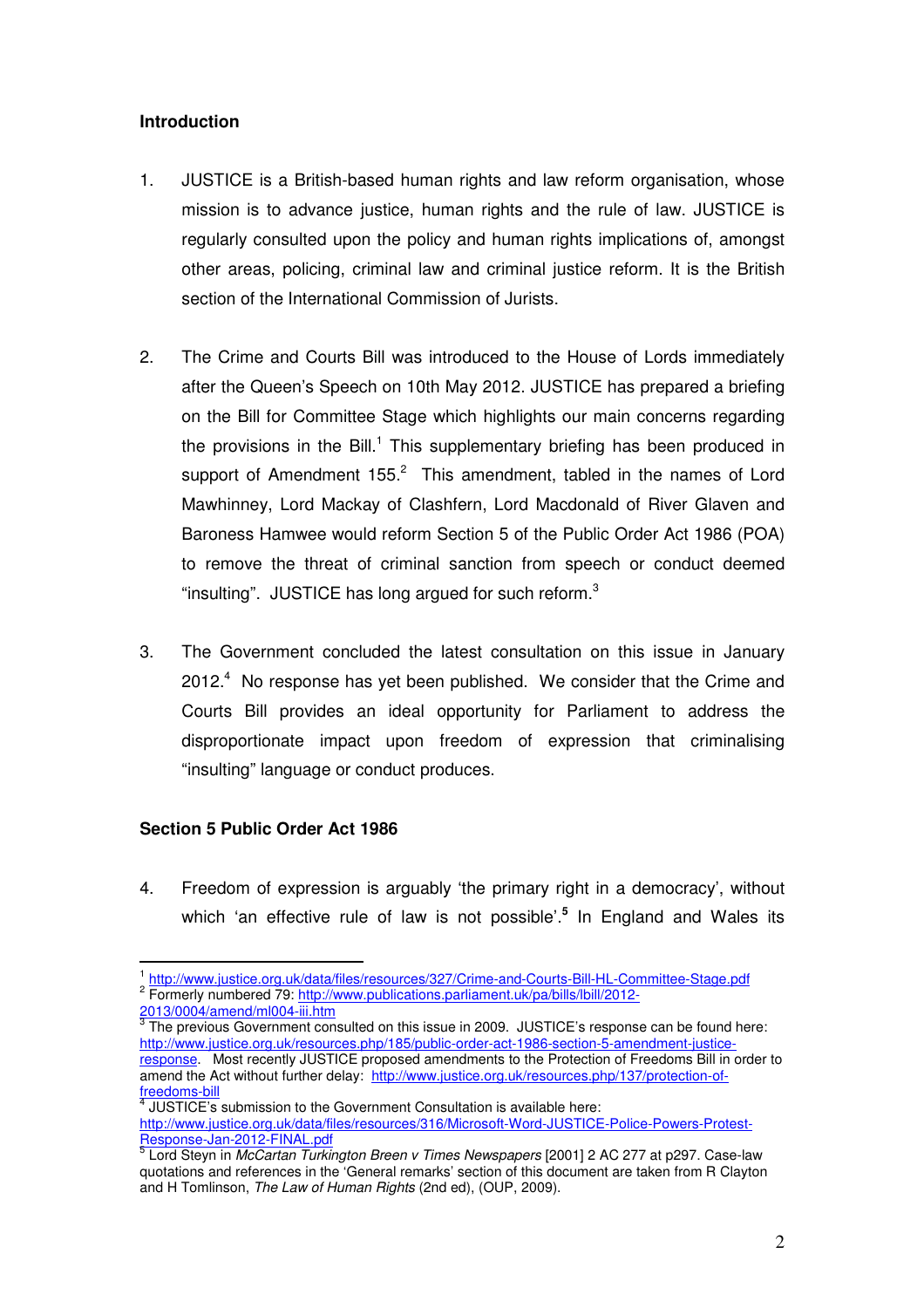## Introduction

1. JUSTICE is a British-based human rights and law reform organisation, whose mission is to advance justice, human rights and the rule of law. JUSTICE is regularly consulted upon the policy and human rights implications of, amongst other areas, policing, criminal law and criminal justice reform. It is the British section of the International Commission of Jurists.

2. The Crime and Courts Bill was introduced to the House of Lords immediately after the Queen's Speech on 10th May 2012. JUSTICE has prepared a briefing on the Bill for Committee Stage which highlights our main concerns regarding the provisions in the Bill.[1] This supplementary briefing has been produced in support of Amendment 155.[2] This amendment, tabled in the names of Lord Mawhinney, Lord Mackay of Clashfern, Lord Macdonald of River Glaven and Baroness Hamwee would reform Section 5 of the Public Order Act 1986 (POA) to remove the threat of criminal sanction from speech or conduct deemed "insulting". JUSTICE has long argued for such reform.[3]

3. The Government concluded the latest consultation on this issue in January 2012.[4] No response has yet been published. We consider that the Crime and Courts Bill provides an ideal opportunity for Parliament to address the disproportionate impact upon freedom of expression that criminalising "insulting" language or conduct produces.

## Section 5 Public Order Act 1986

4. Freedom of expression is arguably 'the primary right in a democracy', without which 'an effective rule of law is not possible'.[5] In England and Wales its

---

[1] http://www.justice.org.uk/data/files/resources/327/Crime-and-Courts-Bill-HL-Committee-Stage.pdf

[2] Formerly numbered 79: http://www.publications.parliament.uk/pa/bills/lbill/2012-2013/0004/amend/ml004-iii.htm

[3] The previous Government consulted on this issue in 2009. JUSTICE's response can be found here: http://www.justice.org.uk/resources.php/185/public-order-act-1986-section-5-amendment-justice-response. Most recently JUSTICE proposed amendments to the Protection of Freedoms Bill in order to amend the Act without further delay: http://www.justice.org.uk/resources.php/137/protection-of-freedoms-bill

[4] JUSTICE's submission to the Government Consultation is available here: http://www.justice.org.uk/data/files/resources/316/Microsoft-Word-JUSTICE-Police-Powers-Protest-Response-Jan-2012-FINAL.pdf

[5] Lord Steyn in *McCartan Turkington Breen v Times Newspapers* [2001] 2 AC 277 at p297. Case-law quotations and references in the 'General remarks' section of this document are taken from R Clayton and H Tomlinson, *The Law of Human Rights* (2nd ed), (OUP, 2009).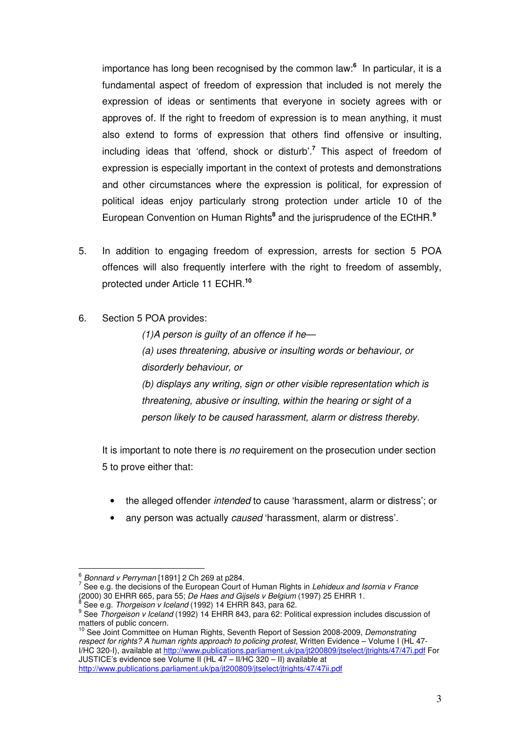importance has long been recognised by the common law:[6] In particular, it is a fundamental aspect of freedom of expression that included is not merely the expression of ideas or sentiments that everyone in society agrees with or approves of. If the right to freedom of expression is to mean anything, it must also extend to forms of expression that others find offensive or insulting, including ideas that 'offend, shock or disturb'.[7] This aspect of freedom of expression is especially important in the context of protests and demonstrations and other circumstances where the expression is political, for expression of political ideas enjoy particularly strong protection under article 10 of the European Convention on Human Rights[8] and the jurisprudence of the ECtHR.[9]

5. In addition to engaging freedom of expression, arrests for section 5 POA offences will also frequently interfere with the right to freedom of assembly, protected under Article 11 ECHR.[10]

6. Section 5 POA provides:

   > *(1)A person is guilty of an offence if he—*
   >
   > *(a) uses threatening, abusive or insulting words or behaviour, or disorderly behaviour, or*
   >
   > *(b) displays any writing, sign or other visible representation which is threatening, abusive or insulting, within the hearing or sight of a person likely to be caused harassment, alarm or distress thereby.*

   It is important to note there is *no* requirement on the prosecution under section 5 to prove either that:

   - the alleged offender *intended* to cause 'harassment, alarm or distress'; or
   - any person was actually *caused* 'harassment, alarm or distress'.

---

[6] *Bonnard v Perryman* [1891] 2 Ch 269 at p284.

[7] See e.g. the decisions of the European Court of Human Rights in *Lehideux and Isornia v France* (2000) 30 EHRR 665, para 55; *De Haes and Gijsels v Belgium* (1997) 25 EHRR 1.

[8] See e.g. *Thorgeison v Iceland* (1992) 14 EHRR 843, para 62.

[9] See *Thorgeison v Iceland* (1992) 14 EHRR 843, para 62: Political expression includes discussion of matters of public concern.

[10] See Joint Committee on Human Rights, Seventh Report of Session 2008-2009, *Demonstrating respect for rights? A human rights approach to policing protest*, Written Evidence – Volume I (HL 47-I/HC 320-I), available at http://www.publications.parliament.uk/pa/jt200809/jtselect/jtrights/47/47i.pdf For JUSTICE's evidence see Volume II (HL 47 – II/HC 320 – II) available at http://www.publications.parliament.uk/pa/jt200809/jtselect/jtrights/47/47ii.pdf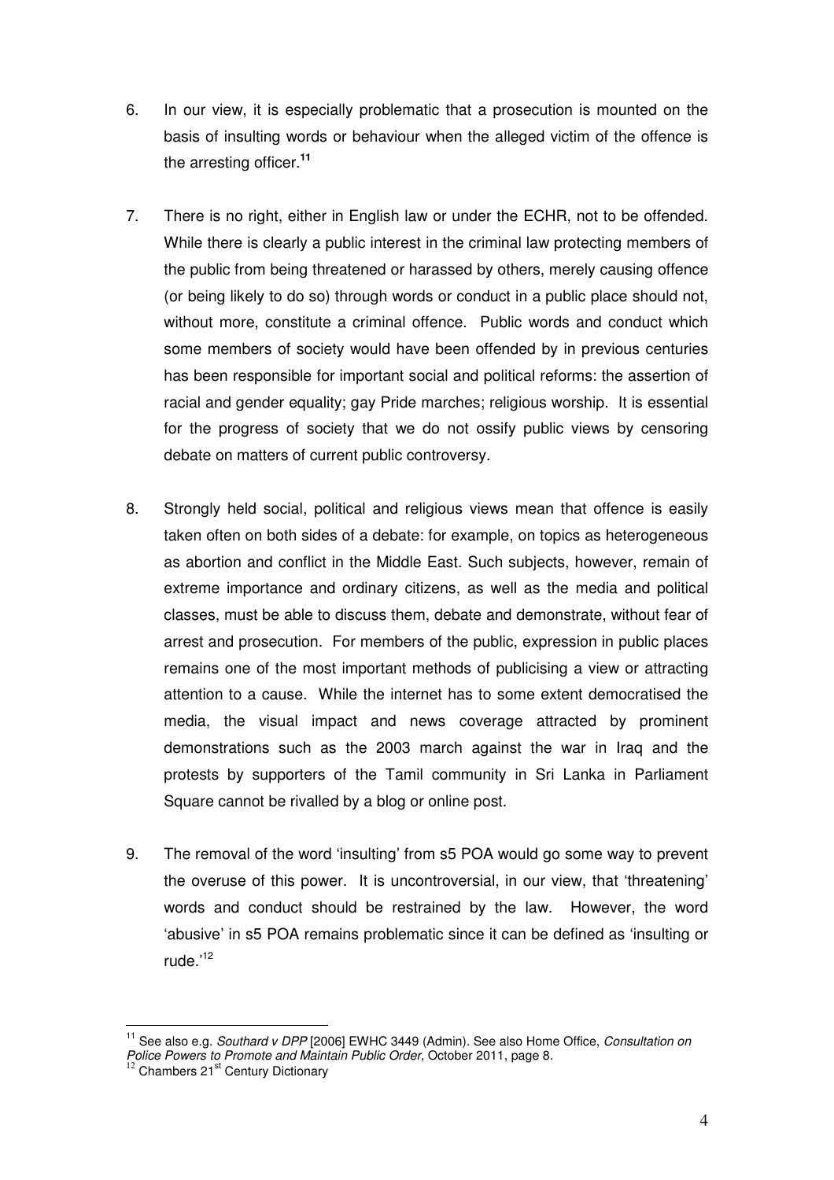6. In our view, it is especially problematic that a prosecution is mounted on the basis of insulting words or behaviour when the alleged victim of the offence is the arresting officer.[11]

7. There is no right, either in English law or under the ECHR, not to be offended. While there is clearly a public interest in the criminal law protecting members of the public from being threatened or harassed by others, merely causing offence (or being likely to do so) through words or conduct in a public place should not, without more, constitute a criminal offence. Public words and conduct which some members of society would have been offended by in previous centuries has been responsible for important social and political reforms: the assertion of racial and gender equality; gay Pride marches; religious worship. It is essential for the progress of society that we do not ossify public views by censoring debate on matters of current public controversy.

8. Strongly held social, political and religious views mean that offence is easily taken often on both sides of a debate: for example, on topics as heterogeneous as abortion and conflict in the Middle East. Such subjects, however, remain of extreme importance and ordinary citizens, as well as the media and political classes, must be able to discuss them, debate and demonstrate, without fear of arrest and prosecution. For members of the public, expression in public places remains one of the most important methods of publicising a view or attracting attention to a cause. While the internet has to some extent democratised the media, the visual impact and news coverage attracted by prominent demonstrations such as the 2003 march against the war in Iraq and the protests by supporters of the Tamil community in Sri Lanka in Parliament Square cannot be rivalled by a blog or online post.

9. The removal of the word 'insulting' from s5 POA would go some way to prevent the overuse of this power. It is uncontroversial, in our view, that 'threatening' words and conduct should be restrained by the law. However, the word 'abusive' in s5 POA remains problematic since it can be defined as 'insulting or rude.'[12]

---

[11] See also e.g. *Southard v DPP* [2006] EWHC 3449 (Admin). See also Home Office, *Consultation on Police Powers to Promote and Maintain Public Order,* October 2011, page 8.

[12] Chambers 21st Century Dictionary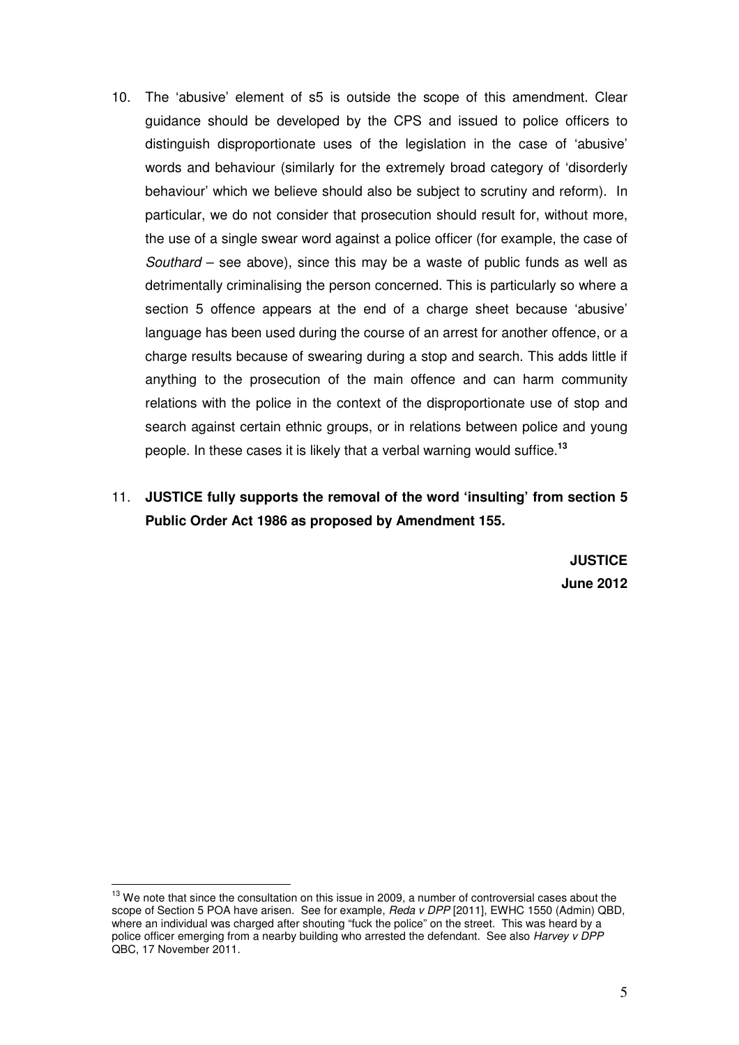10. The 'abusive' element of s5 is outside the scope of this amendment. Clear guidance should be developed by the CPS and issued to police officers to distinguish disproportionate uses of the legislation in the case of 'abusive' words and behaviour (similarly for the extremely broad category of 'disorderly behaviour' which we believe should also be subject to scrutiny and reform). In particular, we do not consider that prosecution should result for, without more, the use of a single swear word against a police officer (for example, the case of *Southard* – see above), since this may be a waste of public funds as well as detrimentally criminalising the person concerned. This is particularly so where a section 5 offence appears at the end of a charge sheet because 'abusive' language has been used during the course of an arrest for another offence, or a charge results because of swearing during a stop and search. This adds little if anything to the prosecution of the main offence and can harm community relations with the police in the context of the disproportionate use of stop and search against certain ethnic groups, or in relations between police and young people. In these cases it is likely that a verbal warning would suffice.[13]

11. **JUSTICE fully supports the removal of the word 'insulting' from section 5 Public Order Act 1986 as proposed by Amendment 155.**

**JUSTICE**
**June 2012**

---

[13] We note that since the consultation on this issue in 2009, a number of controversial cases about the scope of Section 5 POA have arisen. See for example, *Reda v DPP* [2011], EWHC 1550 (Admin) QBD, where an individual was charged after shouting "fuck the police" on the street. This was heard by a police officer emerging from a nearby building who arrested the defendant. See also *Harvey v DPP* QBC, 17 November 2011.